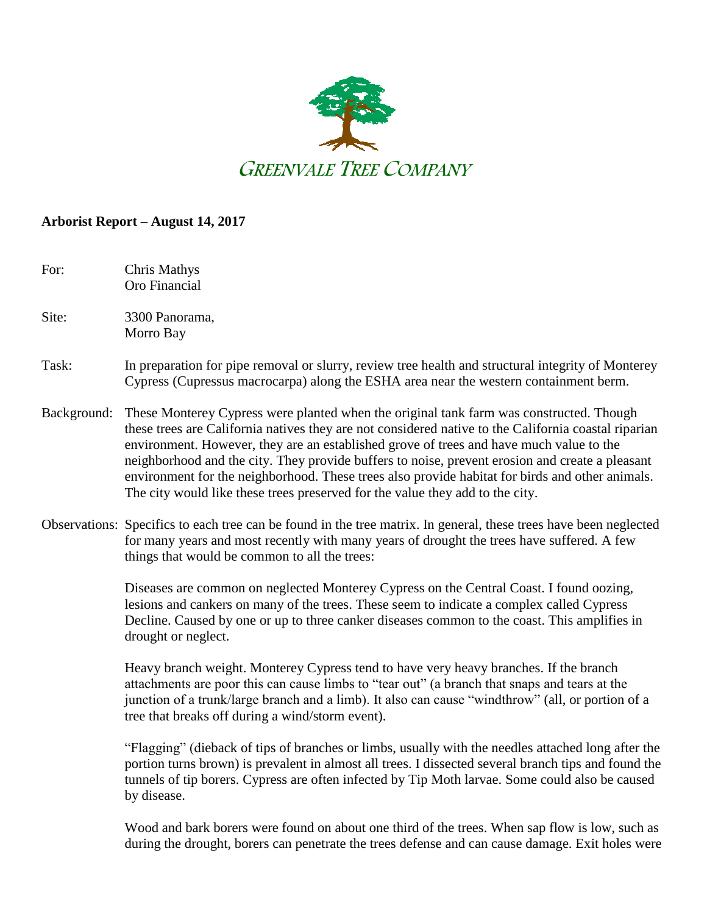GREENVALE TREE COMPANY

**Arborist Report – August 14, 2017**

For: Chris Mathys
Oro Financial

Site: 3300 Panorama,
Morro Bay

Task: In preparation for pipe removal or slurry, review tree health and structural integrity of Monterey Cypress (Cupressus macrocarpa) along the ESHA area near the western containment berm.

Background: These Monterey Cypress were planted when the original tank farm was constructed. Though these trees are California natives they are not considered native to the California coastal riparian environment. However, they are an established grove of trees and have much value to the neighborhood and the city. They provide buffers to noise, prevent erosion and create a pleasant environment for the neighborhood. These trees also provide habitat for birds and other animals. The city would like these trees preserved for the value they add to the city.

Observations: Specifics to each tree can be found in the tree matrix. In general, these trees have been neglected for many years and most recently with many years of drought the trees have suffered. A few things that would be common to all the trees:

Diseases are common on neglected Monterey Cypress on the Central Coast. I found oozing, lesions and cankers on many of the trees. These seem to indicate a complex called Cypress Decline. Caused by one or up to three canker diseases common to the coast. This amplifies in drought or neglect.

Heavy branch weight. Monterey Cypress tend to have very heavy branches. If the branch attachments are poor this can cause limbs to "tear out" (a branch that snaps and tears at the junction of a trunk/large branch and a limb). It also can cause "windthrow" (all, or portion of a tree that breaks off during a wind/storm event).

"Flagging" (dieback of tips of branches or limbs, usually with the needles attached long after the portion turns brown) is prevalent in almost all trees. I dissected several branch tips and found the tunnels of tip borers. Cypress are often infected by Tip Moth larvae. Some could also be caused by disease.

Wood and bark borers were found on about one third of the trees. When sap flow is low, such as during the drought, borers can penetrate the trees defense and can cause damage. Exit holes were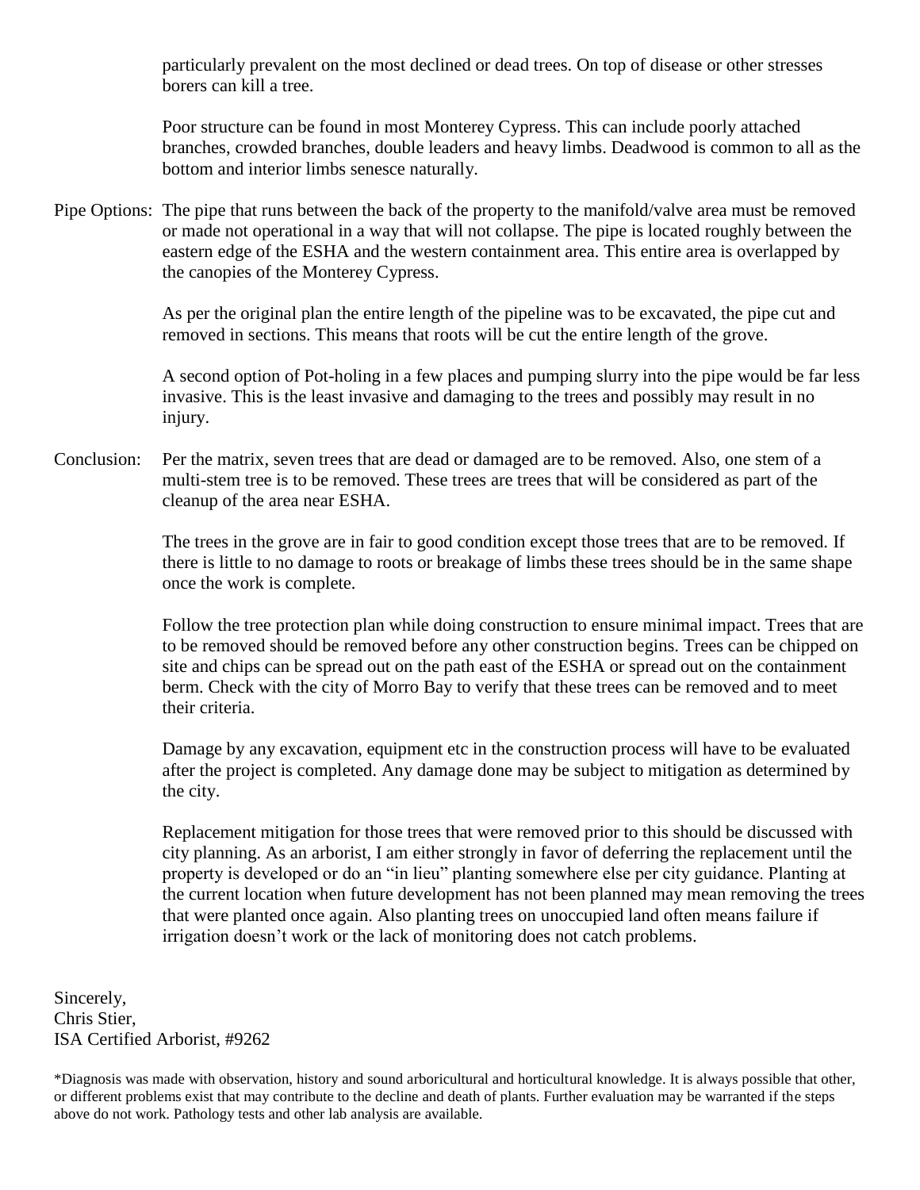particularly prevalent on the most declined or dead trees. On top of disease or other stresses borers can kill a tree.

Poor structure can be found in most Monterey Cypress. This can include poorly attached branches, crowded branches, double leaders and heavy limbs. Deadwood is common to all as the bottom and interior limbs senesce naturally.

**Pipe Options:** The pipe that runs between the back of the property to the manifold/valve area must be removed or made not operational in a way that will not collapse. The pipe is located roughly between the eastern edge of the ESHA and the western containment area. This entire area is overlapped by the canopies of the Monterey Cypress.

As per the original plan the entire length of the pipeline was to be excavated, the pipe cut and removed in sections. This means that roots will be cut the entire length of the grove.

A second option of Pot-holing in a few places and pumping slurry into the pipe would be far less invasive. This is the least invasive and damaging to the trees and possibly may result in no injury.

**Conclusion:** Per the matrix, seven trees that are dead or damaged are to be removed. Also, one stem of a multi-stem tree is to be removed. These trees are trees that will be considered as part of the cleanup of the area near ESHA.

The trees in the grove are in fair to good condition except those trees that are to be removed. If there is little to no damage to roots or breakage of limbs these trees should be in the same shape once the work is complete.

Follow the tree protection plan while doing construction to ensure minimal impact. Trees that are to be removed should be removed before any other construction begins. Trees can be chipped on site and chips can be spread out on the path east of the ESHA or spread out on the containment berm. Check with the city of Morro Bay to verify that these trees can be removed and to meet their criteria.

Damage by any excavation, equipment etc in the construction process will have to be evaluated after the project is completed. Any damage done may be subject to mitigation as determined by the city.

Replacement mitigation for those trees that were removed prior to this should be discussed with city planning. As an arborist, I am either strongly in favor of deferring the replacement until the property is developed or do an "in lieu" planting somewhere else per city guidance. Planting at the current location when future development has not been planned may mean removing the trees that were planted once again. Also planting trees on unoccupied land often means failure if irrigation doesn't work or the lack of monitoring does not catch problems.

Sincerely,
Chris Stier,
ISA Certified Arborist, #9262

*Diagnosis was made with observation, history and sound arboricultural and horticultural knowledge. It is always possible that other, or different problems exist that may contribute to the decline and death of plants. Further evaluation may be warranted if the steps above do not work. Pathology tests and other lab analysis are available.